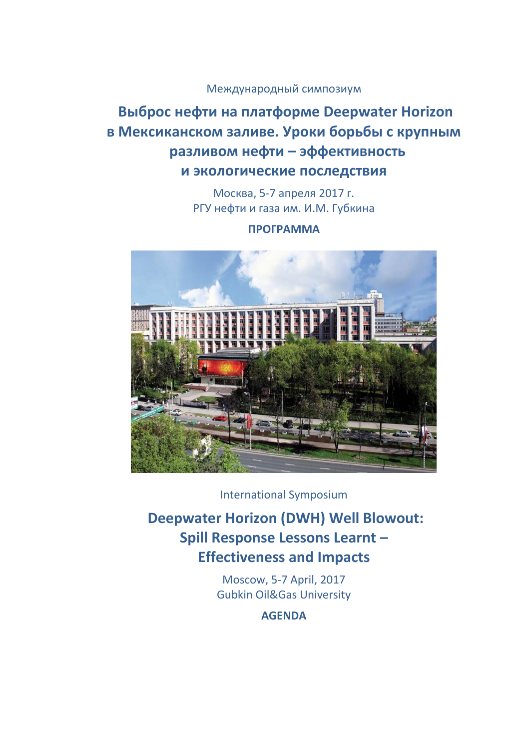Международный симпозиум

# Выброс нефти на платформе Deepwater Horizon в Мексиканском заливе. Уроки борьбы с крупным разливом нефти – эффективность и экологические последствия

Москва, 5-7 апреля 2017 г.
РГУ нефти и газа им. И.М. Губкина

**ПРОГРАММА**

International Symposium

# Deepwater Horizon (DWH) Well Blowout: Spill Response Lessons Learnt – Effectiveness and Impacts

Moscow, 5-7 April, 2017
Gubkin Oil&Gas University

**AGENDA**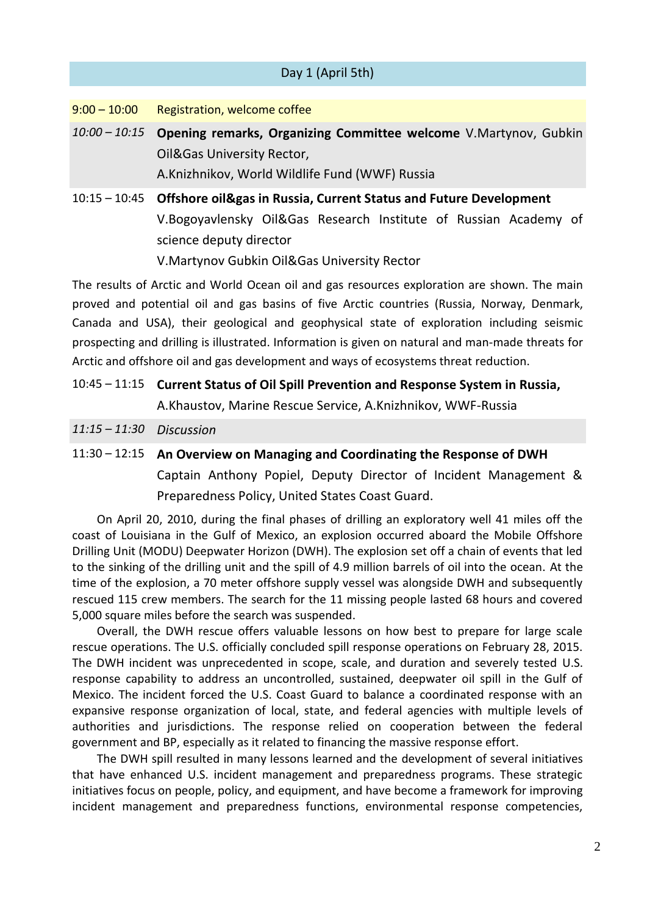## Day 1 (April 5th)

9:00 – 10:00 Registration, welcome coffee

*10:00 – 10:15* **Opening remarks, Organizing Committee welcome** V.Martynov, Gubkin Oil&Gas University Rector,
A.Knizhnikov, World Wildlife Fund (WWF) Russia

10:15 – 10:45 **Offshore oil&gas in Russia, Current Status and Future Development**
V.Bogoyavlensky Oil&Gas Research Institute of Russian Academy of science deputy director
V.Martynov Gubkin Oil&Gas University Rector

The results of Arctic and World Ocean oil and gas resources exploration are shown. The main proved and potential oil and gas basins of five Arctic countries (Russia, Norway, Denmark, Canada and USA), their geological and geophysical state of exploration including seismic prospecting and drilling is illustrated. Information is given on natural and man-made threats for Arctic and offshore oil and gas development and ways of ecosystems threat reduction.

10:45 – 11:15 **Current Status of Oil Spill Prevention and Response System in Russia,**
A.Khaustov, Marine Rescue Service, A.Knizhnikov, WWF-Russia

*11:15 – 11:30* *Discussion*

11:30 – 12:15 **An Overview on Managing and Coordinating the Response of DWH**
Captain Anthony Popiel, Deputy Director of Incident Management & Preparedness Policy, United States Coast Guard.

On April 20, 2010, during the final phases of drilling an exploratory well 41 miles off the coast of Louisiana in the Gulf of Mexico, an explosion occurred aboard the Mobile Offshore Drilling Unit (MODU) Deepwater Horizon (DWH). The explosion set off a chain of events that led to the sinking of the drilling unit and the spill of 4.9 million barrels of oil into the ocean. At the time of the explosion, a 70 meter offshore supply vessel was alongside DWH and subsequently rescued 115 crew members. The search for the 11 missing people lasted 68 hours and covered 5,000 square miles before the search was suspended.

Overall, the DWH rescue offers valuable lessons on how best to prepare for large scale rescue operations. The U.S. officially concluded spill response operations on February 28, 2015. The DWH incident was unprecedented in scope, scale, and duration and severely tested U.S. response capability to address an uncontrolled, sustained, deepwater oil spill in the Gulf of Mexico. The incident forced the U.S. Coast Guard to balance a coordinated response with an expansive response organization of local, state, and federal agencies with multiple levels of authorities and jurisdictions. The response relied on cooperation between the federal government and BP, especially as it related to financing the massive response effort.

The DWH spill resulted in many lessons learned and the development of several initiatives that have enhanced U.S. incident management and preparedness programs. These strategic initiatives focus on people, policy, and equipment, and have become a framework for improving incident management and preparedness functions, environmental response competencies,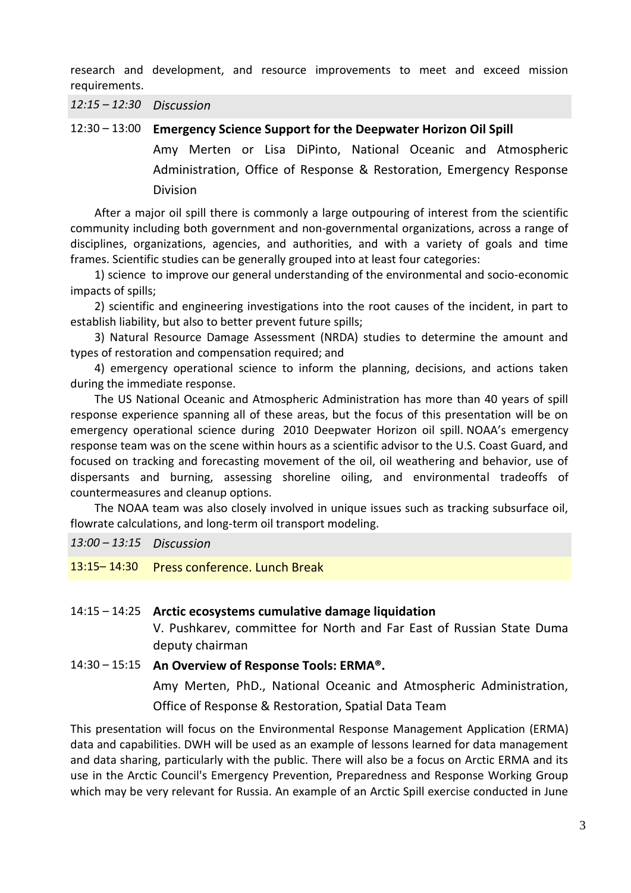research and development, and resource improvements to meet and exceed mission requirements.

*12:15 – 12:30 Discussion*

12:30 – 13:00 **Emergency Science Support for the Deepwater Horizon Oil Spill**

Amy Merten or Lisa DiPinto, National Oceanic and Atmospheric Administration, Office of Response & Restoration, Emergency Response Division

After a major oil spill there is commonly a large outpouring of interest from the scientific community including both government and non-governmental organizations, across a range of disciplines, organizations, agencies, and authorities, and with a variety of goals and time frames. Scientific studies can be generally grouped into at least four categories:

1) science to improve our general understanding of the environmental and socio-economic impacts of spills;

2) scientific and engineering investigations into the root causes of the incident, in part to establish liability, but also to better prevent future spills;

3) Natural Resource Damage Assessment (NRDA) studies to determine the amount and types of restoration and compensation required; and

4) emergency operational science to inform the planning, decisions, and actions taken during the immediate response.

The US National Oceanic and Atmospheric Administration has more than 40 years of spill response experience spanning all of these areas, but the focus of this presentation will be on emergency operational science during 2010 Deepwater Horizon oil spill. NOAA's emergency response team was on the scene within hours as a scientific advisor to the U.S. Coast Guard, and focused on tracking and forecasting movement of the oil, oil weathering and behavior, use of dispersants and burning, assessing shoreline oiling, and environmental tradeoffs of countermeasures and cleanup options.

The NOAA team was also closely involved in unique issues such as tracking subsurface oil, flowrate calculations, and long-term oil transport modeling.

*13:00 – 13:15 Discussion*

13:15– 14:30 Press conference. Lunch Break

14:15 – 14:25 **Arctic ecosystems cumulative damage liquidation**

V. Pushkarev, committee for North and Far East of Russian State Duma deputy chairman

14:30 – 15:15 **An Overview of Response Tools: ERMA®.**

Amy Merten, PhD., National Oceanic and Atmospheric Administration, Office of Response & Restoration, Spatial Data Team

This presentation will focus on the Environmental Response Management Application (ERMA) data and capabilities. DWH will be used as an example of lessons learned for data management and data sharing, particularly with the public. There will also be a focus on Arctic ERMA and its use in the Arctic Council's Emergency Prevention, Preparedness and Response Working Group which may be very relevant for Russia. An example of an Arctic Spill exercise conducted in June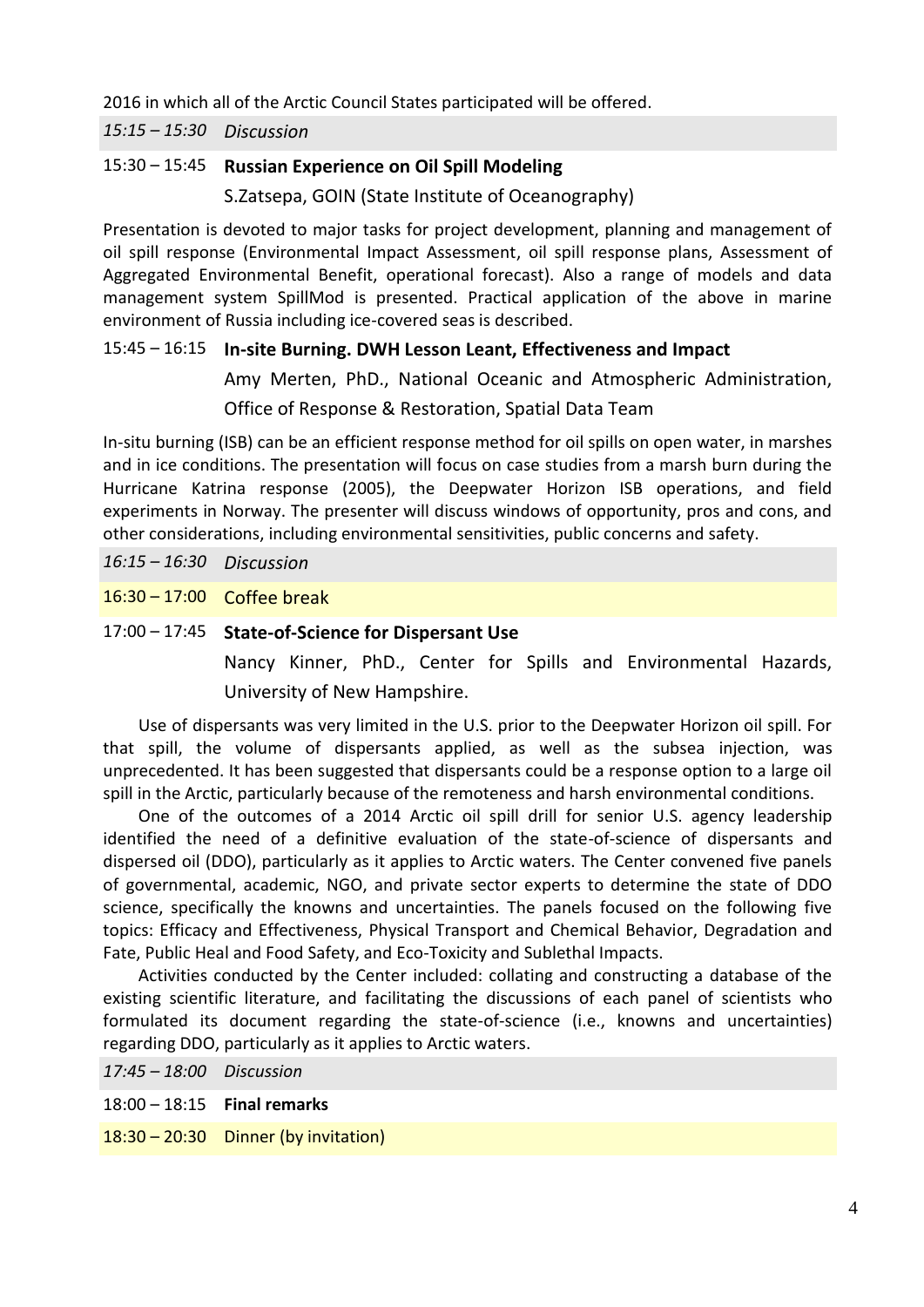2016 in which all of the Arctic Council States participated will be offered.

*15:15 – 15:30 Discussion*

15:30 – 15:45 **Russian Experience on Oil Spill Modeling**

S.Zatsepa, GOIN (State Institute of Oceanography)

Presentation is devoted to major tasks for project development, planning and management of oil spill response (Environmental Impact Assessment, oil spill response plans, Assessment of Aggregated Environmental Benefit, operational forecast). Also a range of models and data management system SpillMod is presented. Practical application of the above in marine environment of Russia including ice-covered seas is described.

15:45 – 16:15 **In-site Burning. DWH Lesson Leant, Effectiveness and Impact**

Amy Merten, PhD., National Oceanic and Atmospheric Administration, Office of Response & Restoration, Spatial Data Team

In-situ burning (ISB) can be an efficient response method for oil spills on open water, in marshes and in ice conditions. The presentation will focus on case studies from a marsh burn during the Hurricane Katrina response (2005), the Deepwater Horizon ISB operations, and field experiments in Norway. The presenter will discuss windows of opportunity, pros and cons, and other considerations, including environmental sensitivities, public concerns and safety.

*16:15 – 16:30 Discussion*

16:30 – 17:00 Coffee break

17:00 – 17:45 **State-of-Science for Dispersant Use**

Nancy Kinner, PhD., Center for Spills and Environmental Hazards, University of New Hampshire.

Use of dispersants was very limited in the U.S. prior to the Deepwater Horizon oil spill. For that spill, the volume of dispersants applied, as well as the subsea injection, was unprecedented. It has been suggested that dispersants could be a response option to a large oil spill in the Arctic, particularly because of the remoteness and harsh environmental conditions.

One of the outcomes of a 2014 Arctic oil spill drill for senior U.S. agency leadership identified the need of a definitive evaluation of the state-of-science of dispersants and dispersed oil (DDO), particularly as it applies to Arctic waters. The Center convened five panels of governmental, academic, NGO, and private sector experts to determine the state of DDO science, specifically the knowns and uncertainties. The panels focused on the following five topics: Efficacy and Effectiveness, Physical Transport and Chemical Behavior, Degradation and Fate, Public Heal and Food Safety, and Eco-Toxicity and Sublethal Impacts.

Activities conducted by the Center included: collating and constructing a database of the existing scientific literature, and facilitating the discussions of each panel of scientists who formulated its document regarding the state-of-science (i.e., knowns and uncertainties) regarding DDO, particularly as it applies to Arctic waters.

*17:45 – 18:00 Discussion*

18:00 – 18:15 **Final remarks**

18:30 – 20:30 Dinner (by invitation)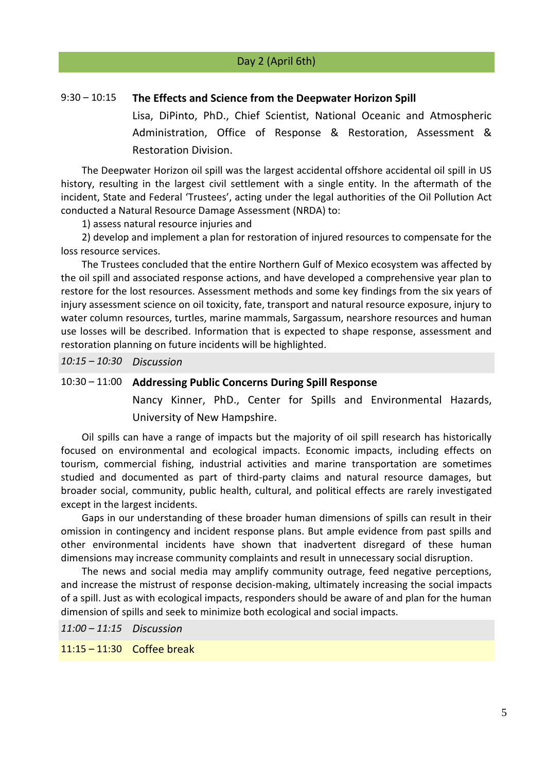## Day 2 (April 6th)

9:30 – 10:15 **The Effects and Science from the Deepwater Horizon Spill**

Lisa, DiPinto, PhD., Chief Scientist, National Oceanic and Atmospheric Administration, Office of Response & Restoration, Assessment & Restoration Division.

The Deepwater Horizon oil spill was the largest accidental offshore accidental oil spill in US history, resulting in the largest civil settlement with a single entity. In the aftermath of the incident, State and Federal 'Trustees', acting under the legal authorities of the Oil Pollution Act conducted a Natural Resource Damage Assessment (NRDA) to:

1) assess natural resource injuries and

2) develop and implement a plan for restoration of injured resources to compensate for the loss resource services.

The Trustees concluded that the entire Northern Gulf of Mexico ecosystem was affected by the oil spill and associated response actions, and have developed a comprehensive year plan to restore for the lost resources. Assessment methods and some key findings from the six years of injury assessment science on oil toxicity, fate, transport and natural resource exposure, injury to water column resources, turtles, marine mammals, Sargassum, nearshore resources and human use losses will be described. Information that is expected to shape response, assessment and restoration planning on future incidents will be highlighted.

*10:15 – 10:30 Discussion*

10:30 – 11:00 **Addressing Public Concerns During Spill Response**

Nancy Kinner, PhD., Center for Spills and Environmental Hazards, University of New Hampshire.

Oil spills can have a range of impacts but the majority of oil spill research has historically focused on environmental and ecological impacts. Economic impacts, including effects on tourism, commercial fishing, industrial activities and marine transportation are sometimes studied and documented as part of third-party claims and natural resource damages, but broader social, community, public health, cultural, and political effects are rarely investigated except in the largest incidents.

Gaps in our understanding of these broader human dimensions of spills can result in their omission in contingency and incident response plans. But ample evidence from past spills and other environmental incidents have shown that inadvertent disregard of these human dimensions may increase community complaints and result in unnecessary social disruption.

The news and social media may amplify community outrage, feed negative perceptions, and increase the mistrust of response decision-making, ultimately increasing the social impacts of a spill. Just as with ecological impacts, responders should be aware of and plan for the human dimension of spills and seek to minimize both ecological and social impacts.

*11:00 – 11:15 Discussion*

11:15 – 11:30 Coffee break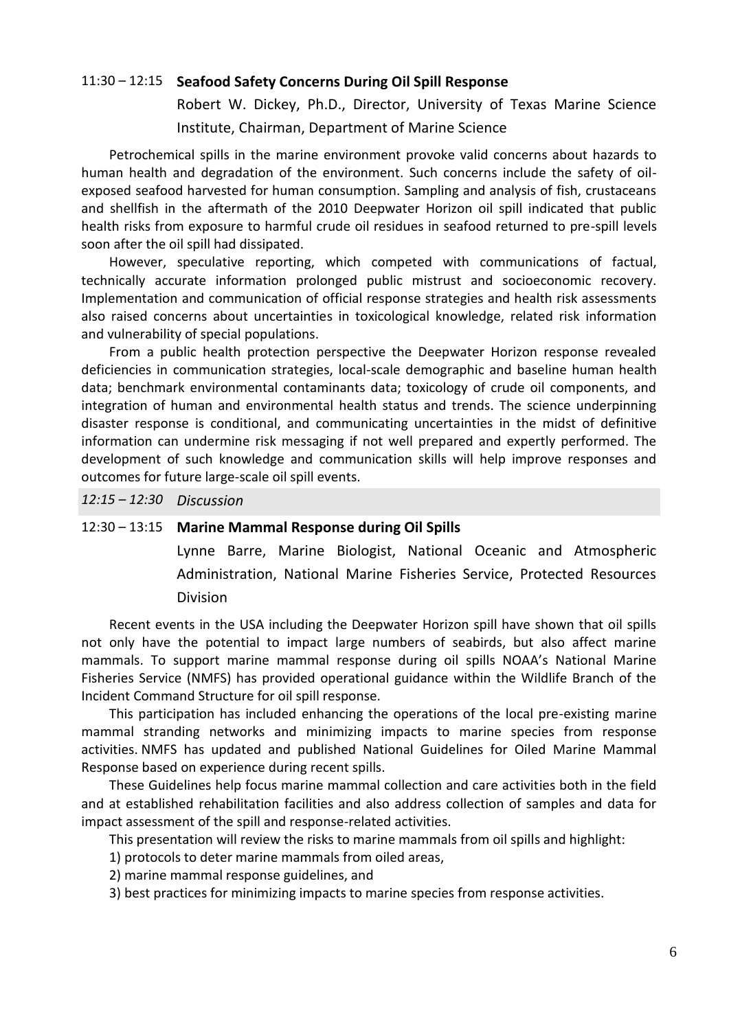### 11:30 – 12:15 **Seafood Safety Concerns During Oil Spill Response**

Robert W. Dickey, Ph.D., Director, University of Texas Marine Science Institute, Chairman, Department of Marine Science

Petrochemical spills in the marine environment provoke valid concerns about hazards to human health and degradation of the environment. Such concerns include the safety of oil-exposed seafood harvested for human consumption. Sampling and analysis of fish, crustaceans and shellfish in the aftermath of the 2010 Deepwater Horizon oil spill indicated that public health risks from exposure to harmful crude oil residues in seafood returned to pre-spill levels soon after the oil spill had dissipated.

However, speculative reporting, which competed with communications of factual, technically accurate information prolonged public mistrust and socioeconomic recovery. Implementation and communication of official response strategies and health risk assessments also raised concerns about uncertainties in toxicological knowledge, related risk information and vulnerability of special populations.

From a public health protection perspective the Deepwater Horizon response revealed deficiencies in communication strategies, local-scale demographic and baseline human health data; benchmark environmental contaminants data; toxicology of crude oil components, and integration of human and environmental health status and trends. The science underpinning disaster response is conditional, and communicating uncertainties in the midst of definitive information can undermine risk messaging if not well prepared and expertly performed. The development of such knowledge and communication skills will help improve responses and outcomes for future large-scale oil spill events.

*12:15 – 12:30 Discussion*

### 12:30 – 13:15 **Marine Mammal Response during Oil Spills**

Lynne Barre, Marine Biologist, National Oceanic and Atmospheric Administration, National Marine Fisheries Service, Protected Resources Division

Recent events in the USA including the Deepwater Horizon spill have shown that oil spills not only have the potential to impact large numbers of seabirds, but also affect marine mammals. To support marine mammal response during oil spills NOAA's National Marine Fisheries Service (NMFS) has provided operational guidance within the Wildlife Branch of the Incident Command Structure for oil spill response.

This participation has included enhancing the operations of the local pre-existing marine mammal stranding networks and minimizing impacts to marine species from response activities. NMFS has updated and published National Guidelines for Oiled Marine Mammal Response based on experience during recent spills.

These Guidelines help focus marine mammal collection and care activities both in the field and at established rehabilitation facilities and also address collection of samples and data for impact assessment of the spill and response-related activities.

This presentation will review the risks to marine mammals from oil spills and highlight:

1) protocols to deter marine mammals from oiled areas,

2) marine mammal response guidelines, and

3) best practices for minimizing impacts to marine species from response activities.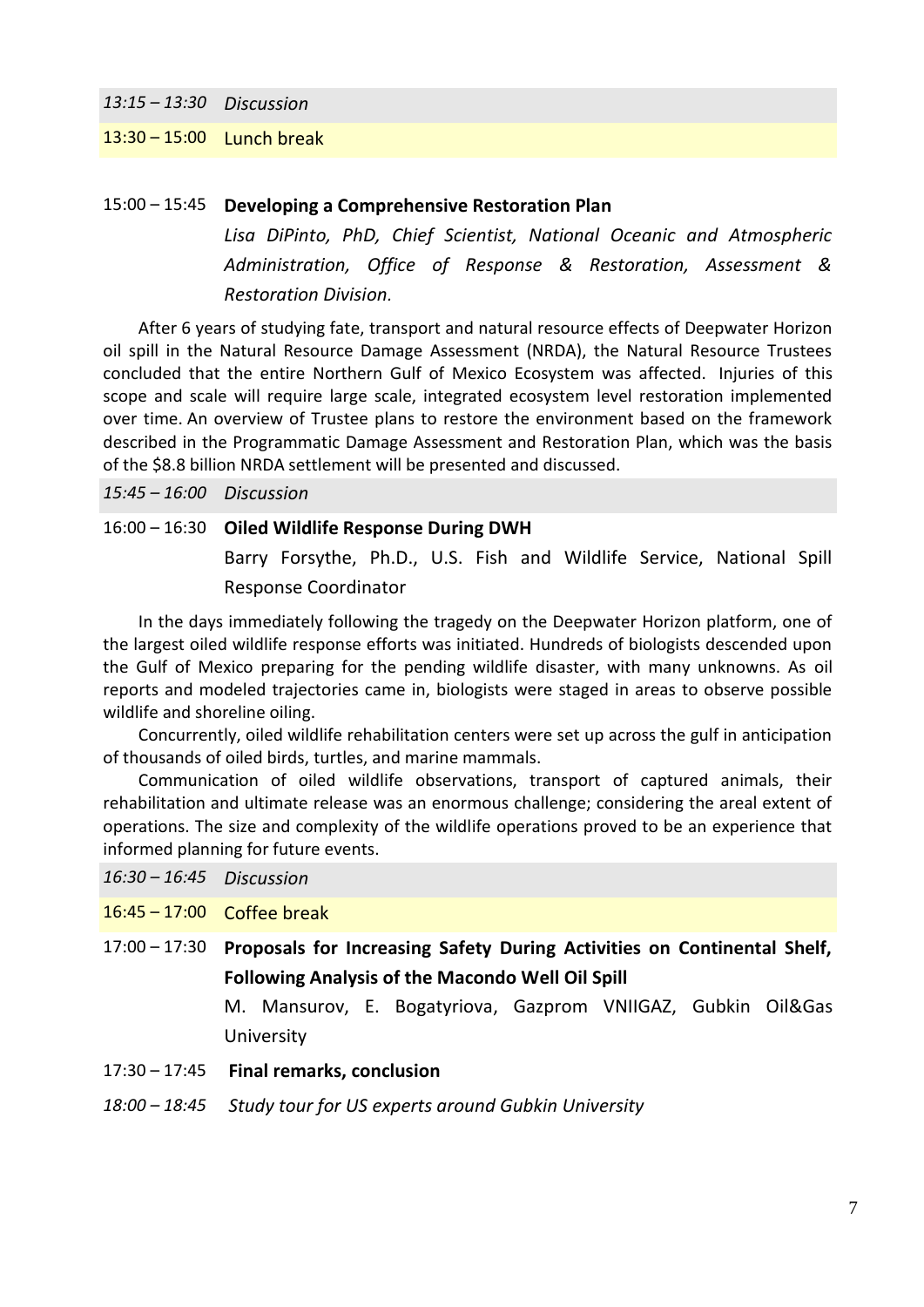*13:15 – 13:30* *Discussion*

13:30 – 15:00 Lunch break

15:00 – 15:45 **Developing a Comprehensive Restoration Plan**

*Lisa DiPinto, PhD, Chief Scientist, National Oceanic and Atmospheric Administration, Office of Response & Restoration, Assessment & Restoration Division.*

After 6 years of studying fate, transport and natural resource effects of Deepwater Horizon oil spill in the Natural Resource Damage Assessment (NRDA), the Natural Resource Trustees concluded that the entire Northern Gulf of Mexico Ecosystem was affected. Injuries of this scope and scale will require large scale, integrated ecosystem level restoration implemented over time. An overview of Trustee plans to restore the environment based on the framework described in the Programmatic Damage Assessment and Restoration Plan, which was the basis of the $8.8 billion NRDA settlement will be presented and discussed.

*15:45 – 16:00* *Discussion*

16:00 – 16:30 **Oiled Wildlife Response During DWH**

Barry Forsythe, Ph.D., U.S. Fish and Wildlife Service, National Spill Response Coordinator

In the days immediately following the tragedy on the Deepwater Horizon platform, one of the largest oiled wildlife response efforts was initiated. Hundreds of biologists descended upon the Gulf of Mexico preparing for the pending wildlife disaster, with many unknowns. As oil reports and modeled trajectories came in, biologists were staged in areas to observe possible wildlife and shoreline oiling.

Concurrently, oiled wildlife rehabilitation centers were set up across the gulf in anticipation of thousands of oiled birds, turtles, and marine mammals.

Communication of oiled wildlife observations, transport of captured animals, their rehabilitation and ultimate release was an enormous challenge; considering the areal extent of operations. The size and complexity of the wildlife operations proved to be an experience that informed planning for future events.

*16:30 – 16:45* *Discussion*

16:45 – 17:00 Coffee break

17:00 – 17:30 **Proposals for Increasing Safety During Activities on Continental Shelf, Following Analysis of the Macondo Well Oil Spill**

M. Mansurov, E. Bogatyriova, Gazprom VNIIGAZ, Gubkin Oil&Gas University

17:30 – 17:45 **Final remarks, conclusion**

*18:00 – 18:45* *Study tour for US experts around Gubkin University*